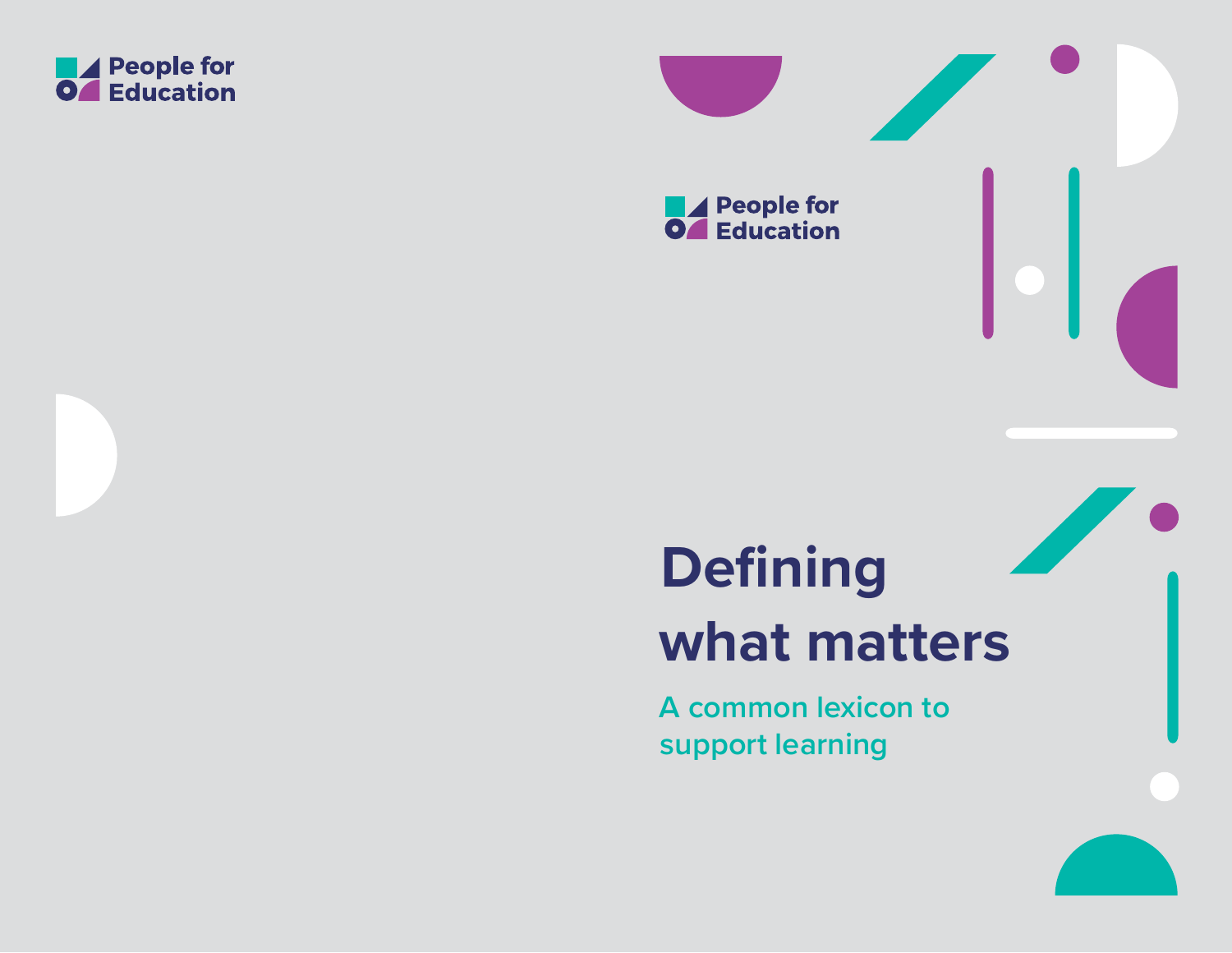People for Education

People for Education

# Defining what matters

## A common lexicon to support learning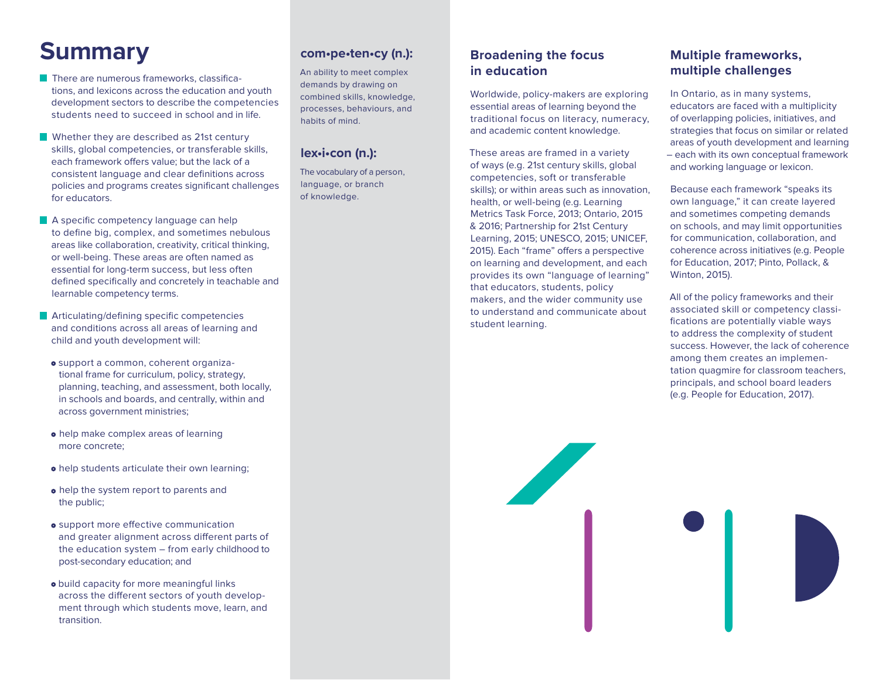# Summary

- There are numerous frameworks, classifications, and lexicons across the education and youth development sectors to describe the competencies students need to succeed in school and in life.
- Whether they are described as 21st century skills, global competencies, or transferable skills, each framework offers value; but the lack of a consistent language and clear definitions across policies and programs creates significant challenges for educators.
- A specific competency language can help to define big, complex, and sometimes nebulous areas like collaboration, creativity, critical thinking, or well-being. These areas are often named as essential for long-term success, but less often defined specifically and concretely in teachable and learnable competency terms.
- Articulating/defining specific competencies and conditions across all areas of learning and child and youth development will:
  - support a common, coherent organizational frame for curriculum, policy, strategy, planning, teaching, and assessment, both locally, in schools and boards, and centrally, within and across government ministries;
  - help make complex areas of learning more concrete;
  - help students articulate their own learning;
  - help the system report to parents and the public;
  - support more effective communication and greater alignment across different parts of the education system – from early childhood to post-secondary education; and
  - build capacity for more meaningful links across the different sectors of youth development through which students move, learn, and transition.

**com•pe•ten•cy (n.):**

An ability to meet complex demands by drawing on combined skills, knowledge, processes, behaviours, and habits of mind.

**lex•i•con (n.):**

The vocabulary of a person, language, or branch of knowledge.

## Broadening the focus in education

Worldwide, policy-makers are exploring essential areas of learning beyond the traditional focus on literacy, numeracy, and academic content knowledge.

These areas are framed in a variety of ways (e.g. 21st century skills, global competencies, soft or transferable skills); or within areas such as innovation, health, or well-being (e.g. Learning Metrics Task Force, 2013; Ontario, 2015 & 2016; Partnership for 21st Century Learning, 2015; UNESCO, 2015; UNICEF, 2015). Each "frame" offers a perspective on learning and development, and each provides its own "language of learning" that educators, students, policy makers, and the wider community use to understand and communicate about student learning.

## Multiple frameworks, multiple challenges

In Ontario, as in many systems, educators are faced with a multiplicity of overlapping policies, initiatives, and strategies that focus on similar or related areas of youth development and learning – each with its own conceptual framework and working language or lexicon.

Because each framework "speaks its own language," it can create layered and sometimes competing demands on schools, and may limit opportunities for communication, collaboration, and coherence across initiatives (e.g. People for Education, 2017; Pinto, Pollack, & Winton, 2015).

All of the policy frameworks and their associated skill or competency classifications are potentially viable ways to address the complexity of student success. However, the lack of coherence among them creates an implementation quagmire for classroom teachers, principals, and school board leaders (e.g. People for Education, 2017).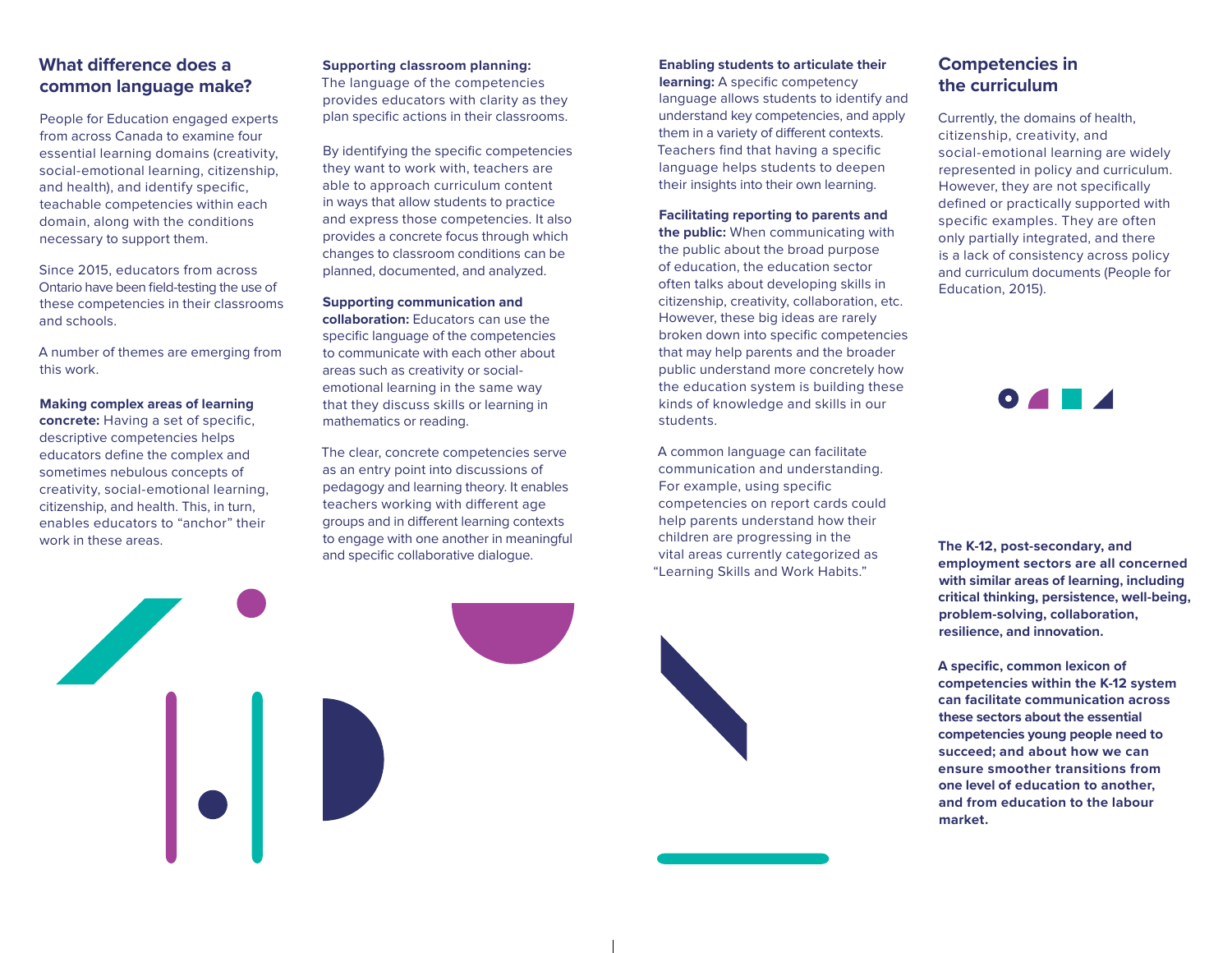## What difference does a common language make?

People for Education engaged experts from across Canada to examine four essential learning domains (creativity, social-emotional learning, citizenship, and health), and identify specific, teachable competencies within each domain, along with the conditions necessary to support them.

Since 2015, educators from across Ontario have been field-testing the use of these competencies in their classrooms and schools.

A number of themes are emerging from this work.

**Making complex areas of learning concrete:** Having a set of specific, descriptive competencies helps educators define the complex and sometimes nebulous concepts of creativity, social-emotional learning, citizenship, and health. This, in turn, enables educators to "anchor" their work in these areas.

**Supporting classroom planning:** The language of the competencies provides educators with clarity as they plan specific actions in their classrooms.

By identifying the specific competencies they want to work with, teachers are able to approach curriculum content in ways that allow students to practice and express those competencies. It also provides a concrete focus through which changes to classroom conditions can be planned, documented, and analyzed.

**Supporting communication and collaboration:** Educators can use the specific language of the competencies to communicate with each other about areas such as creativity or social-emotional learning in the same way that they discuss skills or learning in mathematics or reading.

The clear, concrete competencies serve as an entry point into discussions of pedagogy and learning theory. It enables teachers working with different age groups and in different learning contexts to engage with one another in meaningful and specific collaborative dialogue.

**Enabling students to articulate their learning:** A specific competency language allows students to identify and understand key competencies, and apply them in a variety of different contexts. Teachers find that having a specific language helps students to deepen their insights into their own learning.

**Facilitating reporting to parents and the public:** When communicating with the public about the broad purpose of education, the education sector often talks about developing skills in citizenship, creativity, collaboration, etc. However, these big ideas are rarely broken down into specific competencies that may help parents and the broader public understand more concretely how the education system is building these kinds of knowledge and skills in our students.

A common language can facilitate communication and understanding. For example, using specific competencies on report cards could help parents understand how their children are progressing in the vital areas currently categorized as "Learning Skills and Work Habits."

## Competencies in the curriculum

Currently, the domains of health, citizenship, creativity, and social-emotional learning are widely represented in policy and curriculum. However, they are not specifically defined or practically supported with specific examples. They are often only partially integrated, and there is a lack of consistency across policy and curriculum documents (People for Education, 2015).

**The K-12, post-secondary, and employment sectors are all concerned with similar areas of learning, including critical thinking, persistence, well-being, problem-solving, collaboration, resilience, and innovation.**

**A specific, common lexicon of competencies within the K-12 system can facilitate communication across these sectors about the essential competencies young people need to succeed; and about how we can ensure smoother transitions from one level of education to another, and from education to the labour market.**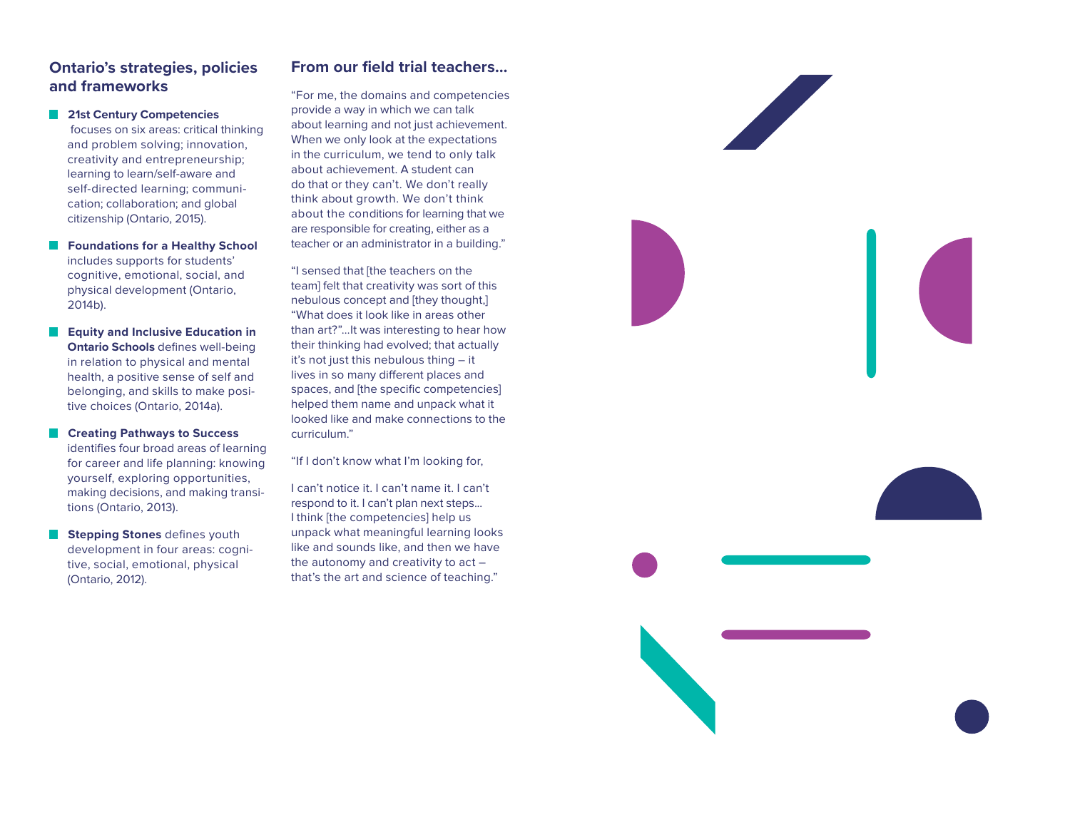## Ontario's strategies, policies and frameworks

- **21st Century Competencies** focuses on six areas: critical thinking and problem solving; innovation, creativity and entrepreneurship; learning to learn/self-aware and self-directed learning; communication; collaboration; and global citizenship (Ontario, 2015).
- **Foundations for a Healthy School** includes supports for students' cognitive, emotional, social, and physical development (Ontario, 2014b).
- **Equity and Inclusive Education in Ontario Schools** defines well-being in relation to physical and mental health, a positive sense of self and belonging, and skills to make positive choices (Ontario, 2014a).
- **Creating Pathways to Success** identifies four broad areas of learning for career and life planning: knowing yourself, exploring opportunities, making decisions, and making transitions (Ontario, 2013).
- **Stepping Stones** defines youth development in four areas: cognitive, social, emotional, physical (Ontario, 2012).

## From our field trial teachers...

"For me, the domains and competencies provide a way in which we can talk about learning and not just achievement. When we only look at the expectations in the curriculum, we tend to only talk about achievement. A student can do that or they can't. We don't really think about growth. We don't think about the conditions for learning that we are responsible for creating, either as a teacher or an administrator in a building."

"I sensed that [the teachers on the team] felt that creativity was sort of this nebulous concept and [they thought,] "What does it look like in areas other than art?"...It was interesting to hear how their thinking had evolved; that actually it's not just this nebulous thing – it lives in so many different places and spaces, and [the specific competencies] helped them name and unpack what it looked like and make connections to the curriculum."

"If I don't know what I'm looking for,

I can't notice it. I can't name it. I can't respond to it. I can't plan next steps... I think [the competencies] help us unpack what meaningful learning looks like and sounds like, and then we have the autonomy and creativity to act – that's the art and science of teaching."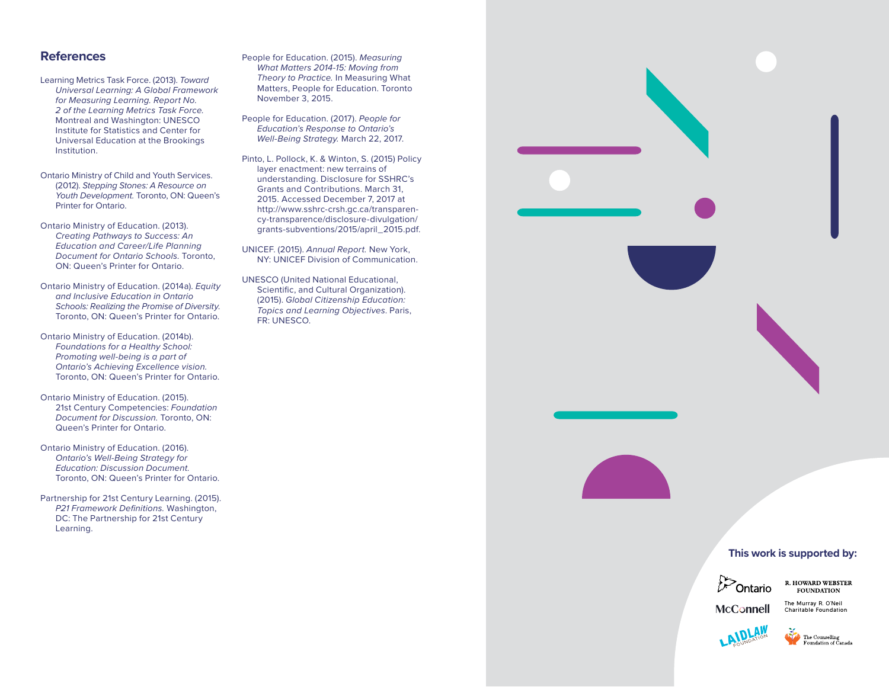## References

Learning Metrics Task Force. (2013). *Toward Universal Learning: A Global Framework for Measuring Learning. Report No. 2 of the Learning Metrics Task Force.* Montreal and Washington: UNESCO Institute for Statistics and Center for Universal Education at the Brookings Institution.

Ontario Ministry of Child and Youth Services. (2012). *Stepping Stones: A Resource on Youth Development.* Toronto, ON: Queen's Printer for Ontario.

Ontario Ministry of Education. (2013). *Creating Pathways to Success: An Education and Career/Life Planning Document for Ontario Schools.* Toronto, ON: Queen's Printer for Ontario.

Ontario Ministry of Education. (2014a). *Equity and Inclusive Education in Ontario Schools: Realizing the Promise of Diversity.* Toronto, ON: Queen's Printer for Ontario.

Ontario Ministry of Education. (2014b). *Foundations for a Healthy School: Promoting well-being is a part of Ontario's Achieving Excellence vision.* Toronto, ON: Queen's Printer for Ontario.

Ontario Ministry of Education. (2015). 21st Century Competencies: *Foundation Document for Discussion.* Toronto, ON: Queen's Printer for Ontario.

Ontario Ministry of Education. (2016). *Ontario's Well-Being Strategy for Education: Discussion Document.* Toronto, ON: Queen's Printer for Ontario.

Partnership for 21st Century Learning. (2015). *P21 Framework Definitions.* Washington, DC: The Partnership for 21st Century Learning.

People for Education. (2015). *Measuring What Matters 2014-15: Moving from Theory to Practice.* In Measuring What Matters, People for Education. Toronto November 3, 2015.

People for Education. (2017). *People for Education's Response to Ontario's Well-Being Strategy.* March 22, 2017.

Pinto, L. Pollock, K. & Winton, S. (2015) Policy layer enactment: new terrains of understanding. Disclosure for SSHRC's Grants and Contributions. March 31, 2015. Accessed December 7, 2017 at http://www.sshrc-crsh.gc.ca/transparency-transparence/disclosure-divulgation/grants-subventions/2015/april_2015.pdf.

UNICEF. (2015). *Annual Report.* New York, NY: UNICEF Division of Communication.

UNESCO (United National Educational, Scientific, and Cultural Organization). (2015). *Global Citizenship Education: Topics and Learning Objectives*. Paris, FR: UNESCO.

**This work is supported by:**

Ontario

R. HOWARD WEBSTER FOUNDATION

McConnell

The Murray R. O'Neil Charitable Foundation

LAIDLAW FOUNDATION

The Counselling Foundation of Canada